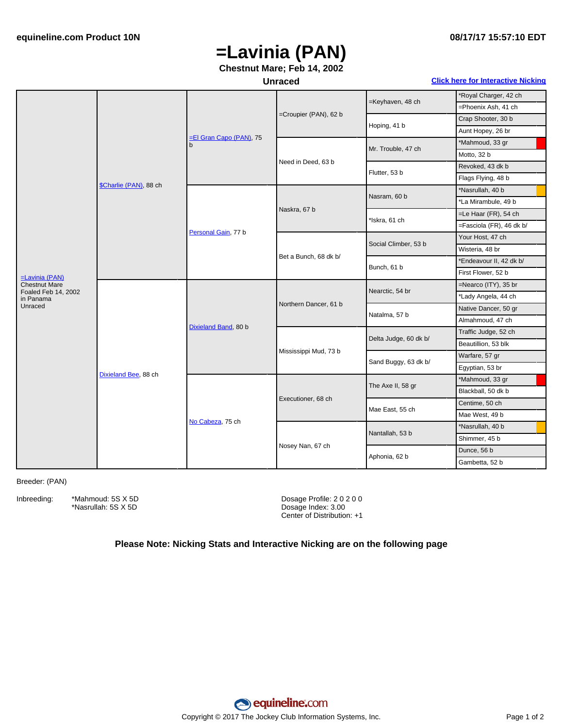equineline.com Product 10N — 08/17/17 15:57:10 EDT

# =Lavinia (PAN)

**Chestnut Mare; Feb 14, 2002**

**Unraced**

Click here for Interactive Nicking

| | | | | | |
|---|---|---|---|---|---|
| =Lavinia (PAN) Chestnut Mare Foaled Feb 14, 2002 in Panama Unraced | $Charlie (PAN), 88 ch | =El Gran Capo (PAN), 75 b | =Croupier (PAN), 62 b | =Keyhaven, 48 ch | *Royal Charger, 42 ch |
| | | | | | =Phoenix Ash, 41 ch |
| | | | | Hoping, 41 b | Crap Shooter, 30 b |
| | | | | | Aunt Hopey, 26 br |
| | | | Need in Deed, 63 b | Mr. Trouble, 47 ch | *Mahmoud, 33 gr |
| | | | | | Motto, 32 b |
| | | | | Flutter, 53 b | Revoked, 43 dk b |
| | | | | | Flags Flying, 48 b |
| | | Personal Gain, 77 b | Naskra, 67 b | Nasram, 60 b | *Nasrullah, 40 b |
| | | | | | *La Mirambule, 49 b |
| | | | | *Iskra, 61 ch | =Le Haar (FR), 54 ch |
| | | | | | =Fasciola (FR), 46 dk b/ |
| | | | Bet a Bunch, 68 dk b/ | Social Climber, 53 b | Your Host, 47 ch |
| | | | | | Wisteria, 48 br |
| | | | | Bunch, 61 b | *Endeavour II, 42 dk b/ |
| | | | | | First Flower, 52 b |
| | Dixieland Bee, 88 ch | Dixieland Band, 80 b | Northern Dancer, 61 b | Nearctic, 54 br | =Nearco (ITY), 35 br |
| | | | | | *Lady Angela, 44 ch |
| | | | | Natalma, 57 b | Native Dancer, 50 gr |
| | | | | | Almahmoud, 47 ch |
| | | | Mississippi Mud, 73 b | Delta Judge, 60 dk b/ | Traffic Judge, 52 ch |
| | | | | | Beautillion, 53 blk |
| | | | | Sand Buggy, 63 dk b/ | Warfare, 57 gr |
| | | | | | Egyptian, 53 br |
| | | No Cabeza, 75 ch | Executioner, 68 ch | The Axe II, 58 gr | *Mahmoud, 33 gr |
| | | | | | Blackball, 50 dk b |
| | | | | Mae East, 55 ch | Centime, 50 ch |
| | | | | | Mae West, 49 b |
| | | | Nosey Nan, 67 ch | Nantallah, 53 b | *Nasrullah, 40 b |
| | | | | | Shimmer, 45 b |
| | | | | Aphonia, 62 b | Dunce, 56 b |
| | | | | | Gambetta, 52 b |

Breeder: (PAN)

Inbreeding:
*Mahmoud: 5S X 5D
*Nasrullah: 5S X 5D

Dosage Profile: 2 0 2 0 0
Dosage Index: 3.00
Center of Distribution: +1

**Please Note: Nicking Stats and Interactive Nicking are on the following page**

Copyright © 2017 The Jockey Club Information Systems, Inc.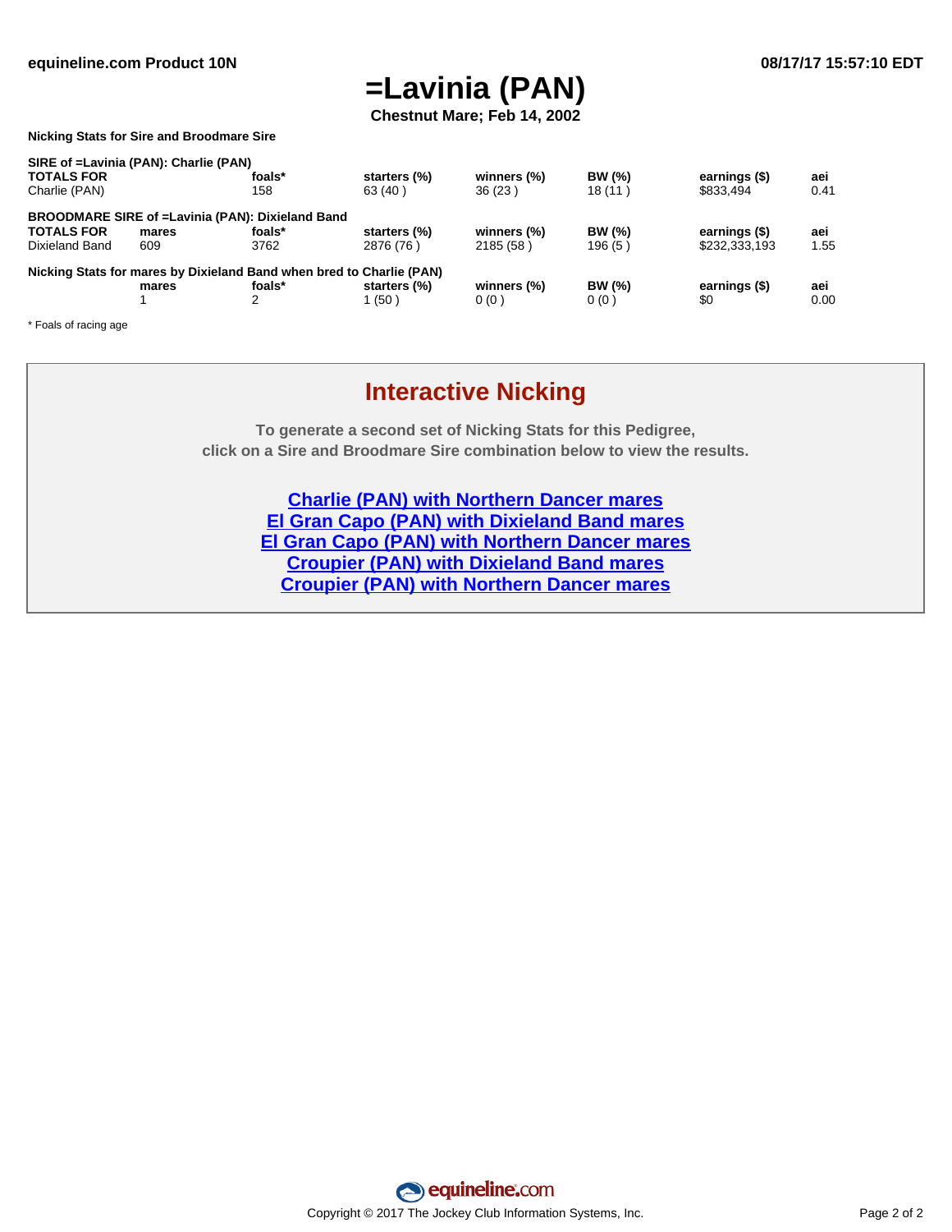# =Lavinia (PAN)

**Chestnut Mare; Feb 14, 2002**

**Nicking Stats for Sire and Broodmare Sire**

**SIRE of =Lavinia (PAN): Charlie (PAN)**

| TOTALS FOR | | foals* | starters (%) | winners (%) | BW (%) | earnings ($) | aei |
|---|---|---|---|---|---|---|---|
| Charlie (PAN) | | 158 | 63 (40 ) | 36 (23 ) | 18 (11 ) | $833,494 | 0.41 |

**BROODMARE SIRE of =Lavinia (PAN): Dixieland Band**

| TOTALS FOR | mares | foals* | starters (%) | winners (%) | BW (%) | earnings ($) | aei |
|---|---|---|---|---|---|---|---|
| Dixieland Band | 609 | 3762 | 2876 (76 ) | 2185 (58 ) | 196 (5 ) | $232,333,193 | 1.55 |

**Nicking Stats for mares by Dixieland Band when bred to Charlie (PAN)**

| | mares | foals* | starters (%) | winners (%) | BW (%) | earnings ($) | aei |
|---|---|---|---|---|---|---|---|
| | 1 | 2 | 1 (50 ) | 0 (0 ) | 0 (0 ) | $0 | 0.00 |

* Foals of racing age

## Interactive Nicking

**To generate a second set of Nicking Stats for this Pedigree, click on a Sire and Broodmare Sire combination below to view the results.**

**Charlie (PAN) with Northern Dancer mares**
**El Gran Capo (PAN) with Dixieland Band mares**
**El Gran Capo (PAN) with Northern Dancer mares**
**Croupier (PAN) with Dixieland Band mares**
**Croupier (PAN) with Northern Dancer mares**